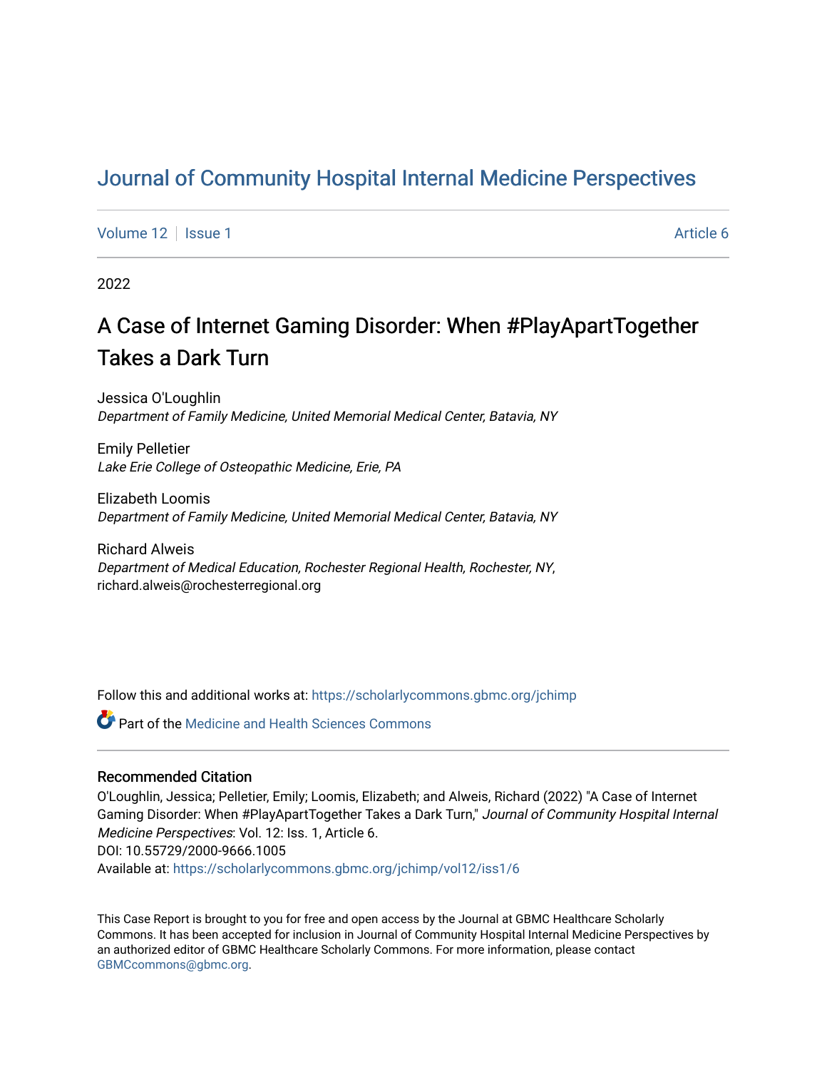# Journal of Community Hospital Internal Medicine Perspectives

Volume 12 | Issue 1 | Article 6

2022

## A Case of Internet Gaming Disorder: When #PlayApartTogether Takes a Dark Turn

Jessica O'Loughlin
*Department of Family Medicine, United Memorial Medical Center, Batavia, NY*

Emily Pelletier
*Lake Erie College of Osteopathic Medicine, Erie, PA*

Elizabeth Loomis
*Department of Family Medicine, United Memorial Medical Center, Batavia, NY*

Richard Alweis
*Department of Medical Education, Rochester Regional Health, Rochester, NY*, richard.alweis@rochesterregional.org

Follow this and additional works at: https://scholarlycommons.gbmc.org/jchimp

Part of the Medicine and Health Sciences Commons

### Recommended Citation

O'Loughlin, Jessica; Pelletier, Emily; Loomis, Elizabeth; and Alweis, Richard (2022) "A Case of Internet Gaming Disorder: When #PlayApartTogether Takes a Dark Turn," *Journal of Community Hospital Internal Medicine Perspectives*: Vol. 12: Iss. 1, Article 6.
DOI: 10.55729/2000-9666.1005
Available at: https://scholarlycommons.gbmc.org/jchimp/vol12/iss1/6

This Case Report is brought to you for free and open access by the Journal at GBMC Healthcare Scholarly Commons. It has been accepted for inclusion in Journal of Community Hospital Internal Medicine Perspectives by an authorized editor of GBMC Healthcare Scholarly Commons. For more information, please contact GBMCcommons@gbmc.org.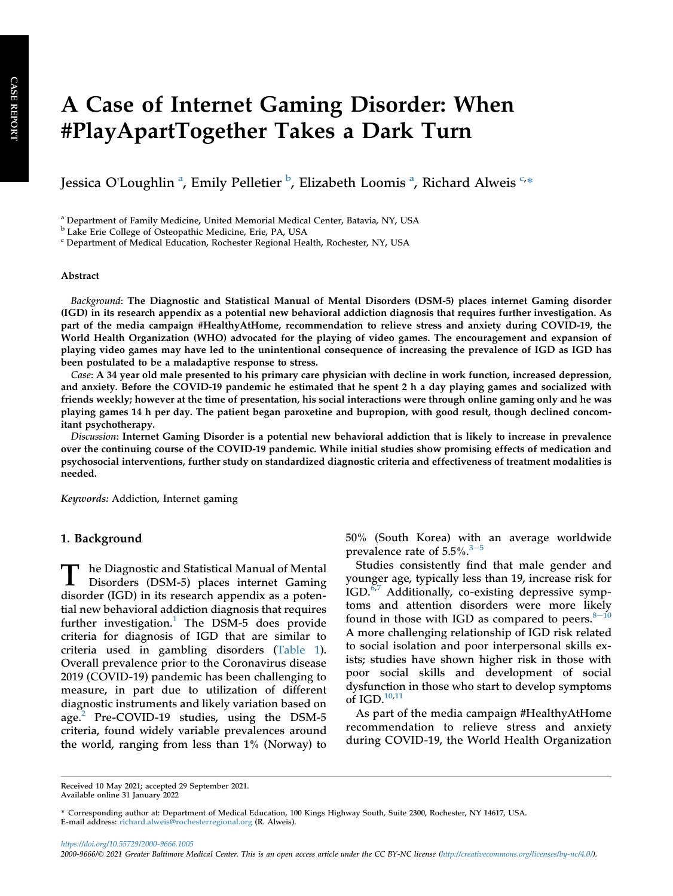# A Case of Internet Gaming Disorder: When #PlayApartTogether Takes a Dark Turn

Jessica O'Loughlin [a], Emily Pelletier [b], Elizabeth Loomis [a], Richard Alweis [c,*]

[a] Department of Family Medicine, United Memorial Medical Center, Batavia, NY, USA

[b] Lake Erie College of Osteopathic Medicine, Erie, PA, USA

[c] Department of Medical Education, Rochester Regional Health, Rochester, NY, USA

## Abstract

*Background*: **The Diagnostic and Statistical Manual of Mental Disorders (DSM-5) places internet Gaming disorder (IGD) in its research appendix as a potential new behavioral addiction diagnosis that requires further investigation. As part of the media campaign #HealthyAtHome, recommendation to relieve stress and anxiety during COVID-19, the World Health Organization (WHO) advocated for the playing of video games. The encouragement and expansion of playing video games may have led to the unintentional consequence of increasing the prevalence of IGD as IGD has been postulated to be a maladaptive response to stress.**

*Case*: **A 34 year old male presented to his primary care physician with decline in work function, increased depression, and anxiety. Before the COVID-19 pandemic he estimated that he spent 2 h a day playing games and socialized with friends weekly; however at the time of presentation, his social interactions were through online gaming only and he was playing games 14 h per day. The patient began paroxetine and bupropion, with good result, though declined concomitant psychotherapy.**

*Discussion*: **Internet Gaming Disorder is a potential new behavioral addiction that is likely to increase in prevalence over the continuing course of the COVID-19 pandemic. While initial studies show promising effects of medication and psychosocial interventions, further study on standardized diagnostic criteria and effectiveness of treatment modalities is needed.**

*Keywords:* Addiction, Internet gaming

## 1. Background

The Diagnostic and Statistical Manual of Mental Disorders (DSM-5) places internet Gaming disorder (IGD) in its research appendix as a potential new behavioral addiction diagnosis that requires further investigation.[1] The DSM-5 does provide criteria for diagnosis of IGD that are similar to criteria used in gambling disorders (Table 1). Overall prevalence prior to the Coronavirus disease 2019 (COVID-19) pandemic has been challenging to measure, in part due to utilization of different diagnostic instruments and likely variation based on age.[2] Pre-COVID-19 studies, using the DSM-5 criteria, found widely variable prevalences around the world, ranging from less than 1% (Norway) to 50% (South Korea) with an average worldwide prevalence rate of 5.5%.[3–5]

Studies consistently find that male gender and younger age, typically less than 19, increase risk for IGD.[6,7] Additionally, co-existing depressive symptoms and attention disorders were more likely found in those with IGD as compared to peers.[8–10] A more challenging relationship of IGD risk related to social isolation and poor interpersonal skills exists; studies have shown higher risk in those with poor social skills and development of social dysfunction in those who start to develop symptoms of IGD.[10,11]

As part of the media campaign #HealthyAtHome recommendation to relieve stress and anxiety during COVID-19, the World Health Organization

Received 10 May 2021; accepted 29 September 2021.
Available online 31 January 2022

* Corresponding author at: Department of Medical Education, 100 Kings Highway South, Suite 2300, Rochester, NY 14617, USA.
E-mail address: richard.alweis@rochesterregional.org (R. Alweis).

https://doi.org/10.55729/2000-9666.1005

2000-9666/© 2021 Greater Baltimore Medical Center. This is an open access article under the CC BY-NC license (http://creativecommons.org/licenses/by-nc/4.0/).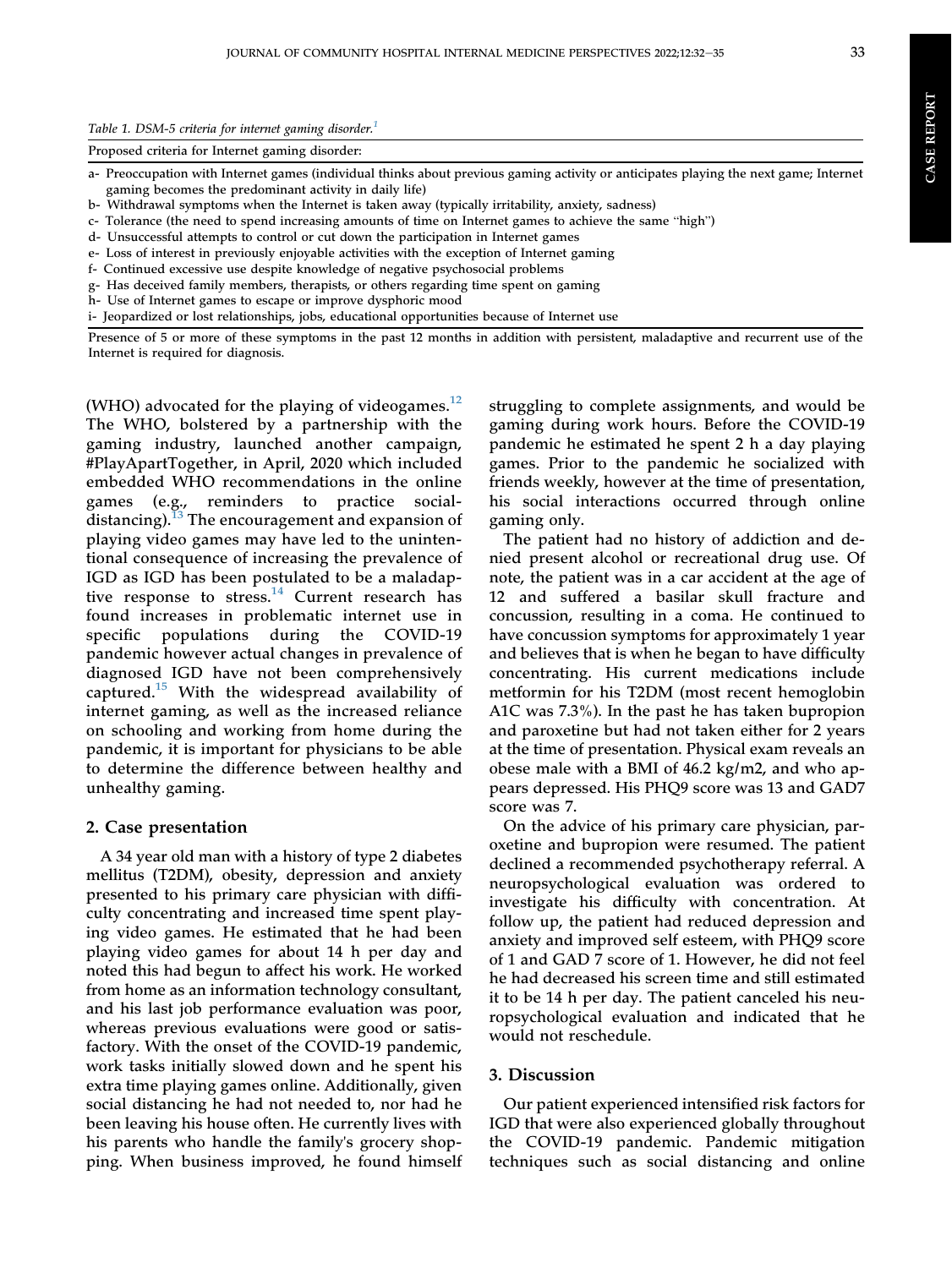Table 1. DSM-5 criteria for internet gaming disorder.[1]

| Proposed criteria for Internet gaming disorder: |
| --- |
| a- Preoccupation with Internet games (individual thinks about previous gaming activity or anticipates playing the next game; Internet gaming becomes the predominant activity in daily life) |
| b- Withdrawal symptoms when the Internet is taken away (typically irritability, anxiety, sadness) |
| c- Tolerance (the need to spend increasing amounts of time on Internet games to achieve the same "high") |
| d- Unsuccessful attempts to control or cut down the participation in Internet games |
| e- Loss of interest in previously enjoyable activities with the exception of Internet gaming |
| f- Continued excessive use despite knowledge of negative psychosocial problems |
| g- Has deceived family members, therapists, or others regarding time spent on gaming |
| h- Use of Internet games to escape or improve dysphoric mood |
| i- Jeopardized or lost relationships, jobs, educational opportunities because of Internet use |
| Presence of 5 or more of these symptoms in the past 12 months in addition with persistent, maladaptive and recurrent use of the Internet is required for diagnosis. |

(WHO) advocated for the playing of videogames.[12] The WHO, bolstered by a partnership with the gaming industry, launched another campaign, #PlayApartTogether, in April, 2020 which included embedded WHO recommendations in the online games (e.g., reminders to practice social-distancing).[13] The encouragement and expansion of playing video games may have led to the unintentional consequence of increasing the prevalence of IGD as IGD has been postulated to be a maladaptive response to stress.[14] Current research has found increases in problematic internet use in specific populations during the COVID-19 pandemic however actual changes in prevalence of diagnosed IGD have not been comprehensively captured.[15] With the widespread availability of internet gaming, as well as the increased reliance on schooling and working from home during the pandemic, it is important for physicians to be able to determine the difference between healthy and unhealthy gaming.

## 2. Case presentation

A 34 year old man with a history of type 2 diabetes mellitus (T2DM), obesity, depression and anxiety presented to his primary care physician with difficulty concentrating and increased time spent playing video games. He estimated that he had been playing video games for about 14 h per day and noted this had begun to affect his work. He worked from home as an information technology consultant, and his last job performance evaluation was poor, whereas previous evaluations were good or satisfactory. With the onset of the COVID-19 pandemic, work tasks initially slowed down and he spent his extra time playing games online. Additionally, given social distancing he had not needed to, nor had he been leaving his house often. He currently lives with his parents who handle the family's grocery shopping. When business improved, he found himself struggling to complete assignments, and would be gaming during work hours. Before the COVID-19 pandemic he estimated he spent 2 h a day playing games. Prior to the pandemic he socialized with friends weekly, however at the time of presentation, his social interactions occurred through online gaming only.

The patient had no history of addiction and denied present alcohol or recreational drug use. Of note, the patient was in a car accident at the age of 12 and suffered a basilar skull fracture and concussion, resulting in a coma. He continued to have concussion symptoms for approximately 1 year and believes that is when he began to have difficulty concentrating. His current medications include metformin for his T2DM (most recent hemoglobin A1C was 7.3%). In the past he has taken bupropion and paroxetine but had not taken either for 2 years at the time of presentation. Physical exam reveals an obese male with a BMI of 46.2 kg/m2, and who appears depressed. His PHQ9 score was 13 and GAD7 score was 7.

On the advice of his primary care physician, paroxetine and bupropion were resumed. The patient declined a recommended psychotherapy referral. A neuropsychological evaluation was ordered to investigate his difficulty with concentration. At follow up, the patient had reduced depression and anxiety and improved self esteem, with PHQ9 score of 1 and GAD 7 score of 1. However, he did not feel he had decreased his screen time and still estimated it to be 14 h per day. The patient canceled his neuropsychological evaluation and indicated that he would not reschedule.

## 3. Discussion

Our patient experienced intensified risk factors for IGD that were also experienced globally throughout the COVID-19 pandemic. Pandemic mitigation techniques such as social distancing and online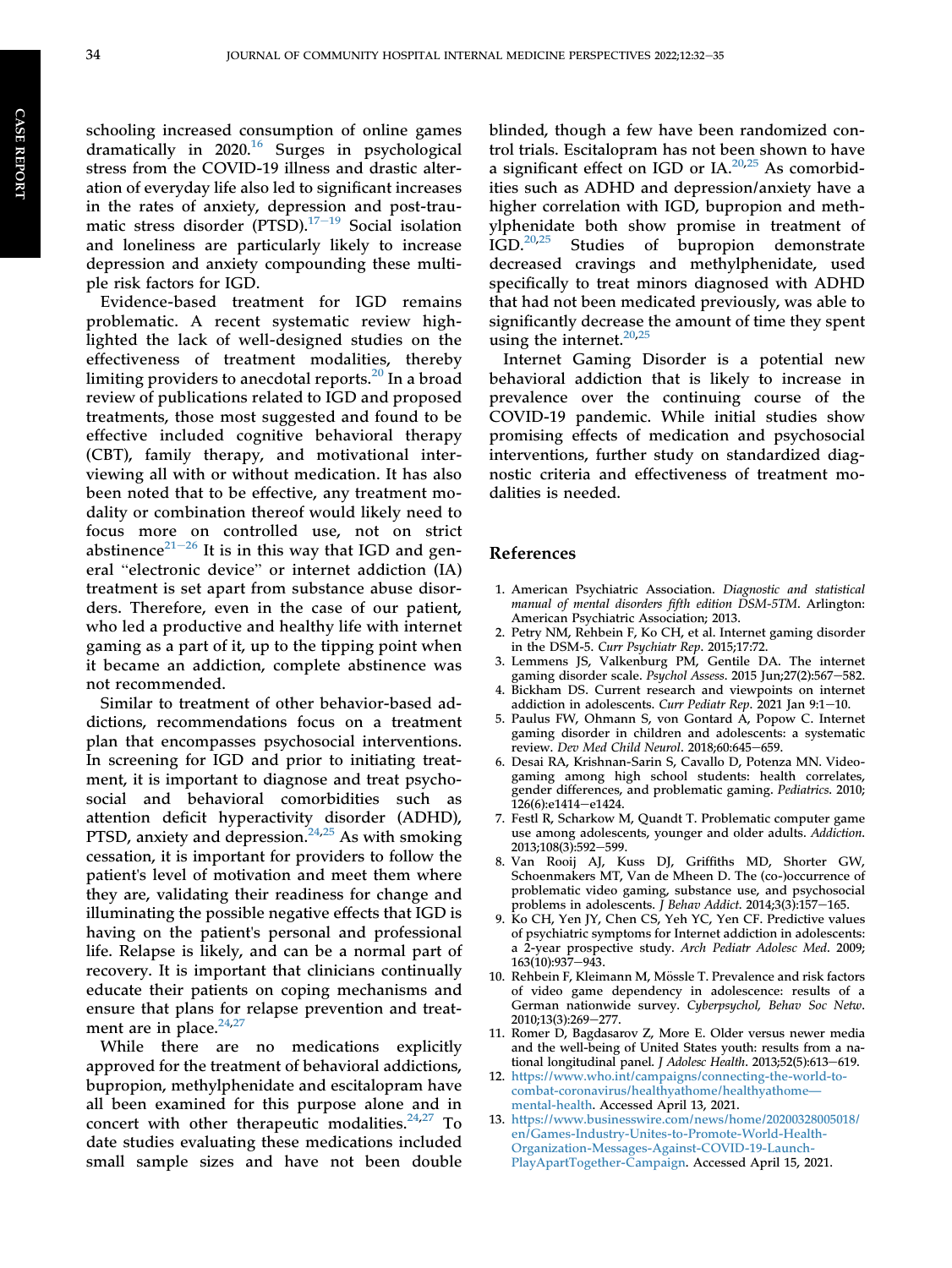schooling increased consumption of online games dramatically in 2020.[16] Surges in psychological stress from the COVID-19 illness and drastic alteration of everyday life also led to significant increases in the rates of anxiety, depression and post-traumatic stress disorder (PTSD).[17−19] Social isolation and loneliness are particularly likely to increase depression and anxiety compounding these multiple risk factors for IGD.

Evidence-based treatment for IGD remains problematic. A recent systematic review highlighted the lack of well-designed studies on the effectiveness of treatment modalities, thereby limiting providers to anecdotal reports.[20] In a broad review of publications related to IGD and proposed treatments, those most suggested and found to be effective included cognitive behavioral therapy (CBT), family therapy, and motivational interviewing all with or without medication. It has also been noted that to be effective, any treatment modality or combination thereof would likely need to focus more on controlled use, not on strict abstinence[21−26] It is in this way that IGD and general "electronic device" or internet addiction (IA) treatment is set apart from substance abuse disorders. Therefore, even in the case of our patient, who led a productive and healthy life with internet gaming as a part of it, up to the tipping point when it became an addiction, complete abstinence was not recommended.

Similar to treatment of other behavior-based addictions, recommendations focus on a treatment plan that encompasses psychosocial interventions. In screening for IGD and prior to initiating treatment, it is important to diagnose and treat psychosocial and behavioral comorbidities such as attention deficit hyperactivity disorder (ADHD), PTSD, anxiety and depression.[24,25] As with smoking cessation, it is important for providers to follow the patient's level of motivation and meet them where they are, validating their readiness for change and illuminating the possible negative effects that IGD is having on the patient's personal and professional life. Relapse is likely, and can be a normal part of recovery. It is important that clinicians continually educate their patients on coping mechanisms and ensure that plans for relapse prevention and treatment are in place.[24,27]

While there are no medications explicitly approved for the treatment of behavioral addictions, bupropion, methylphenidate and escitalopram have all been examined for this purpose alone and in concert with other therapeutic modalities.[24,27] To date studies evaluating these medications included small sample sizes and have not been double blinded, though a few have been randomized control trials. Escitalopram has not been shown to have a significant effect on IGD or IA.[20,25] As comorbidities such as ADHD and depression/anxiety have a higher correlation with IGD, bupropion and methylphenidate both show promise in treatment of IGD.[20,25] Studies of bupropion demonstrate decreased cravings and methylphenidate, used specifically to treat minors diagnosed with ADHD that had not been medicated previously, was able to significantly decrease the amount of time they spent using the internet.[20,25]

Internet Gaming Disorder is a potential new behavioral addiction that is likely to increase in prevalence over the continuing course of the COVID-19 pandemic. While initial studies show promising effects of medication and psychosocial interventions, further study on standardized diagnostic criteria and effectiveness of treatment modalities is needed.

## References

1. American Psychiatric Association. *Diagnostic and statistical manual of mental disorders fifth edition DSM-5TM*. Arlington: American Psychiatric Association; 2013.
2. Petry NM, Rehbein F, Ko CH, et al. Internet gaming disorder in the DSM-5. *Curr Psychiatr Rep*. 2015;17:72.
3. Lemmens JS, Valkenburg PM, Gentile DA. The internet gaming disorder scale. *Psychol Assess*. 2015 Jun;27(2):567−582.
4. Bickham DS. Current research and viewpoints on internet addiction in adolescents. *Curr Pediatr Rep*. 2021 Jan 9:1−10.
5. Paulus FW, Ohmann S, von Gontard A, Popow C. Internet gaming disorder in children and adolescents: a systematic review. *Dev Med Child Neurol*. 2018;60:645−659.
6. Desai RA, Krishnan-Sarin S, Cavallo D, Potenza MN. Video-gaming among high school students: health correlates, gender differences, and problematic gaming. *Pediatrics*. 2010; 126(6):e1414−e1424.
7. Festl R, Scharkow M, Quandt T. Problematic computer game use among adolescents, younger and older adults. *Addiction*. 2013;108(3):592−599.
8. Van Rooij AJ, Kuss DJ, Griffiths MD, Shorter GW, Schoenmakers MT, Van de Mheen D. The (co-)occurrence of problematic video gaming, substance use, and psychosocial problems in adolescents. *J Behav Addict*. 2014;3(3):157−165.
9. Ko CH, Yen JY, Chen CS, Yeh YC, Yen CF. Predictive values of psychiatric symptoms for Internet addiction in adolescents: a 2-year prospective study. *Arch Pediatr Adolesc Med*. 2009; 163(10):937−943.
10. Rehbein F, Kleimann M, Mössle T. Prevalence and risk factors of video game dependency in adolescence: results of a German nationwide survey. *Cyberpsychol, Behav Soc Netw*. 2010;13(3):269−277.
11. Romer D, Bagdasarov Z, More E. Older versus newer media and the well-being of United States youth: results from a national longitudinal panel. *J Adolesc Health*. 2013;52(5):613−619.
12. https://www.who.int/campaigns/connecting-the-world-to-combat-coronavirus/healthyathome/healthyathome—mental-health. Accessed April 13, 2021.
13. https://www.businesswire.com/news/home/20200328005018/en/Games-Industry-Unites-to-Promote-World-Health-Organization-Messages-Against-COVID-19-Launch-PlayApartTogether-Campaign. Accessed April 15, 2021.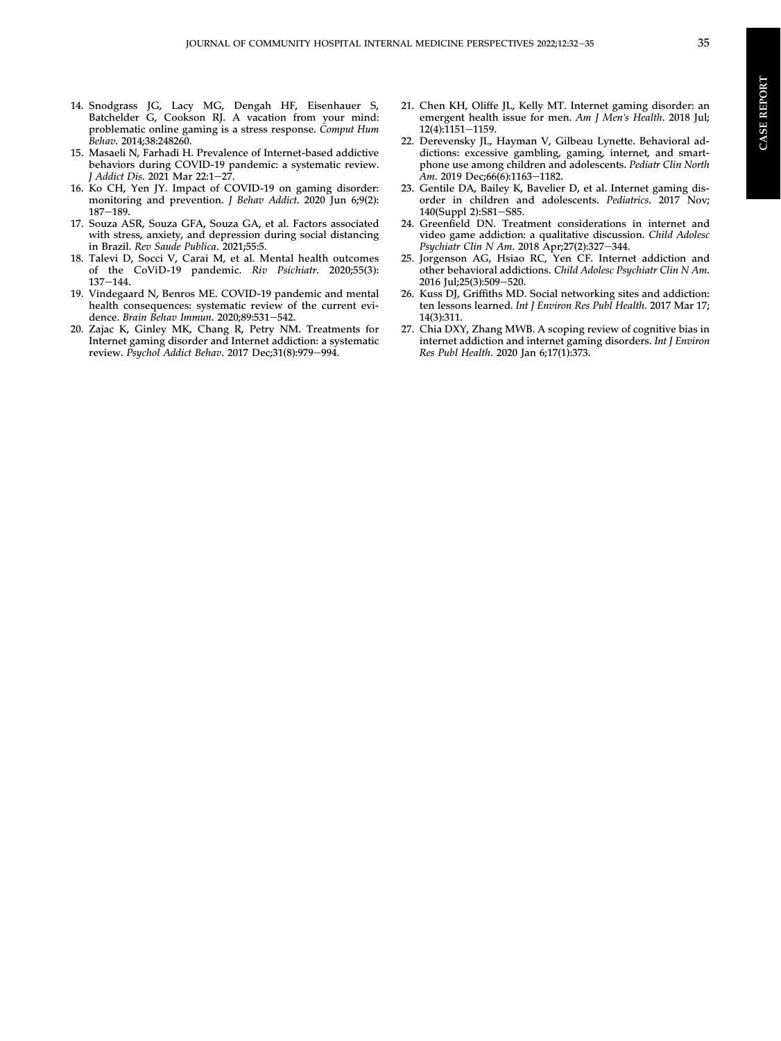14. Snodgrass JG, Lacy MG, Dengah HF, Eisenhauer S, Batchelder G, Cookson RJ. A vacation from your mind: problematic online gaming is a stress response. *Comput Hum Behav*. 2014;38:248260.
15. Masaeli N, Farhadi H. Prevalence of Internet-based addictive behaviors during COVID-19 pandemic: a systematic review. *J Addict Dis*. 2021 Mar 22:1–27.
16. Ko CH, Yen JY. Impact of COVID-19 on gaming disorder: monitoring and prevention. *J Behav Addict*. 2020 Jun 6;9(2): 187–189.
17. Souza ASR, Souza GFA, Souza GA, et al. Factors associated with stress, anxiety, and depression during social distancing in Brazil. *Rev Saude Publica*. 2021;55:5.
18. Talevi D, Socci V, Carai M, et al. Mental health outcomes of the CoViD-19 pandemic. *Riv Psichiatr*. 2020;55(3): 137–144.
19. Vindegaard N, Benros ME. COVID-19 pandemic and mental health consequences: systematic review of the current evidence. *Brain Behav Immun*. 2020;89:531–542.
20. Zajac K, Ginley MK, Chang R, Petry NM. Treatments for Internet gaming disorder and Internet addiction: a systematic review. *Psychol Addict Behav*. 2017 Dec;31(8):979–994.
21. Chen KH, Oliffe JL, Kelly MT. Internet gaming disorder: an emergent health issue for men. *Am J Men's Health*. 2018 Jul; 12(4):1151–1159.
22. Derevensky JL, Hayman V, Gilbeau Lynette. Behavioral addictions: excessive gambling, gaming, internet, and smartphone use among children and adolescents. *Pediatr Clin North Am*. 2019 Dec;66(6):1163–1182.
23. Gentile DA, Bailey K, Bavelier D, et al. Internet gaming disorder in children and adolescents. *Pediatrics*. 2017 Nov; 140(Suppl 2):S81–S85.
24. Greenfield DN. Treatment considerations in internet and video game addiction: a qualitative discussion. *Child Adolesc Psychiatr Clin N Am*. 2018 Apr;27(2):327–344.
25. Jorgenson AG, Hsiao RC, Yen CF. Internet addiction and other behavioral addictions. *Child Adolesc Psychiatr Clin N Am*. 2016 Jul;25(3):509–520.
26. Kuss DJ, Griffiths MD. Social networking sites and addiction: ten lessons learned. *Int J Environ Res Publ Health*. 2017 Mar 17; 14(3):311.
27. Chia DXY, Zhang MWB. A scoping review of cognitive bias in internet addiction and internet gaming disorders. *Int J Environ Res Publ Health*. 2020 Jan 6;17(1):373.